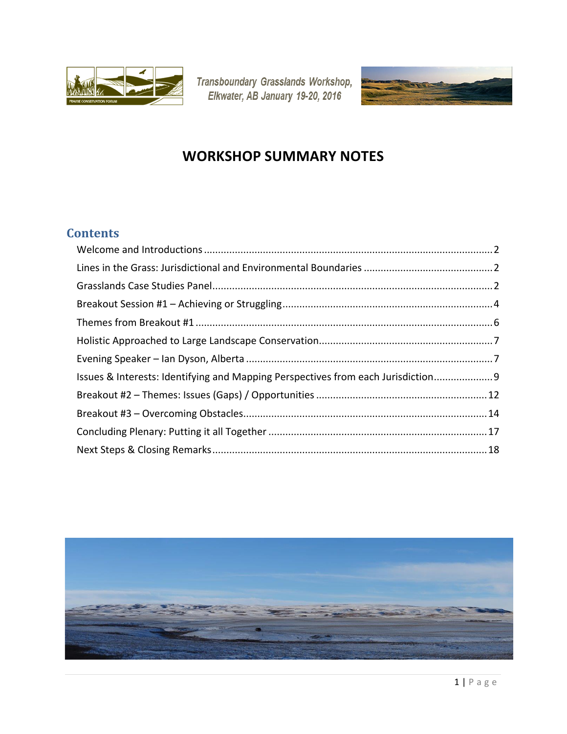*Transboundary Grasslands Workshop, Elkwater, AB January 19-20, 2016*

# WORKSHOP SUMMARY NOTES

## Contents

- Welcome and Introductions .......... 2
- Lines in the Grass: Jurisdictional and Environmental Boundaries .......... 2
- Grasslands Case Studies Panel .......... 2
- Breakout Session #1 – Achieving or Struggling .......... 4
- Themes from Breakout #1 .......... 6
- Holistic Approached to Large Landscape Conservation .......... 7
- Evening Speaker – Ian Dyson, Alberta .......... 7
- Issues & Interests: Identifying and Mapping Perspectives from each Jurisdiction .......... 9
- Breakout #2 – Themes: Issues (Gaps) / Opportunities .......... 12
- Breakout #3 – Overcoming Obstacles .......... 14
- Concluding Plenary: Putting it all Together .......... 17
- Next Steps & Closing Remarks .......... 18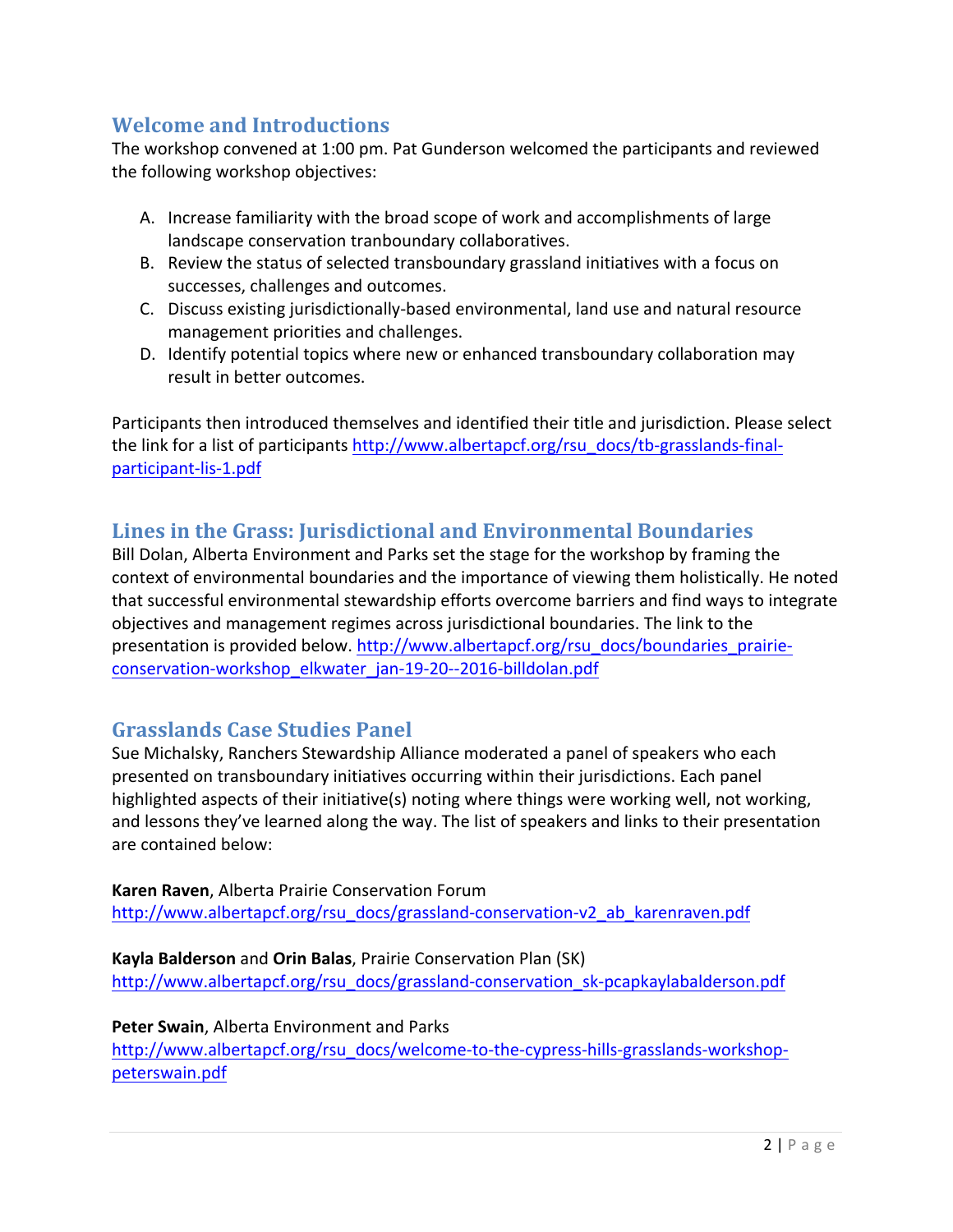## Welcome and Introductions

The workshop convened at 1:00 pm. Pat Gunderson welcomed the participants and reviewed the following workshop objectives:

A. Increase familiarity with the broad scope of work and accomplishments of large landscape conservation tranboundary collaboratives.
B. Review the status of selected transboundary grassland initiatives with a focus on successes, challenges and outcomes.
C. Discuss existing jurisdictionally-based environmental, land use and natural resource management priorities and challenges.
D. Identify potential topics where new or enhanced transboundary collaboration may result in better outcomes.

Participants then introduced themselves and identified their title and jurisdiction. Please select the link for a list of participants http://www.albertapcf.org/rsu_docs/tb-grasslands-final-participant-lis-1.pdf

## Lines in the Grass: Jurisdictional and Environmental Boundaries

Bill Dolan, Alberta Environment and Parks set the stage for the workshop by framing the context of environmental boundaries and the importance of viewing them holistically. He noted that successful environmental stewardship efforts overcome barriers and find ways to integrate objectives and management regimes across jurisdictional boundaries. The link to the presentation is provided below. http://www.albertapcf.org/rsu_docs/boundaries_prairie-conservation-workshop_elkwater_jan-19-20--2016-billdolan.pdf

## Grasslands Case Studies Panel

Sue Michalsky, Ranchers Stewardship Alliance moderated a panel of speakers who each presented on transboundary initiatives occurring within their jurisdictions. Each panel highlighted aspects of their initiative(s) noting where things were working well, not working, and lessons they've learned along the way. The list of speakers and links to their presentation are contained below:

**Karen Raven**, Alberta Prairie Conservation Forum
http://www.albertapcf.org/rsu_docs/grassland-conservation-v2_ab_karenraven.pdf

**Kayla Balderson** and **Orin Balas**, Prairie Conservation Plan (SK)
http://www.albertapcf.org/rsu_docs/grassland-conservation_sk-pcapkaylabalderson.pdf

**Peter Swain**, Alberta Environment and Parks
http://www.albertapcf.org/rsu_docs/welcome-to-the-cypress-hills-grasslands-workshop-peterswain.pdf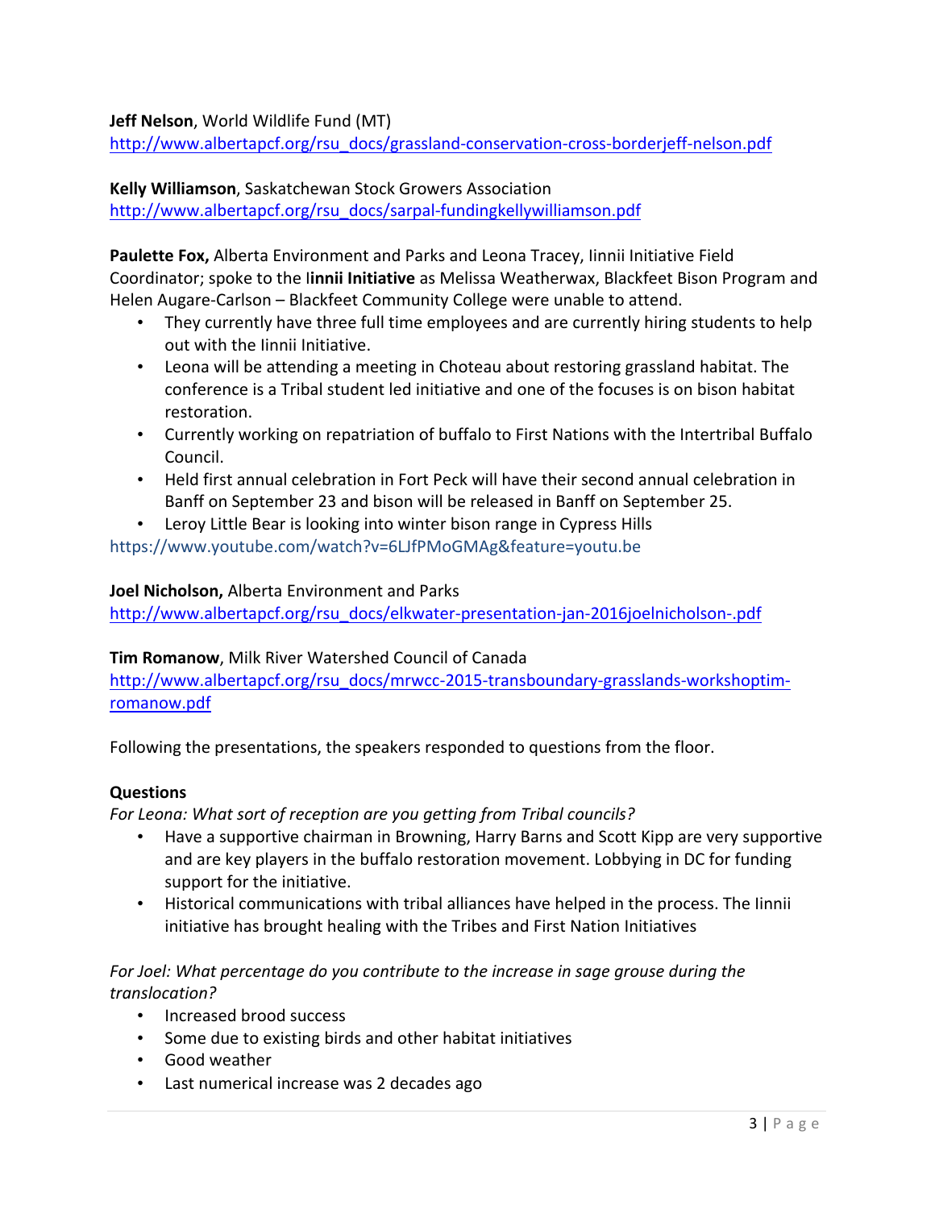**Jeff Nelson**, World Wildlife Fund (MT)
http://www.albertapcf.org/rsu_docs/grassland-conservation-cross-borderjeff-nelson.pdf

**Kelly Williamson**, Saskatchewan Stock Growers Association
http://www.albertapcf.org/rsu_docs/sarpal-fundingkellywilliamson.pdf

**Paulette Fox,** Alberta Environment and Parks and Leona Tracey, Iinnii Initiative Field Coordinator; spoke to the I**innii Initiative** as Melissa Weatherwax, Blackfeet Bison Program and Helen Augare-Carlson – Blackfeet Community College were unable to attend.

- They currently have three full time employees and are currently hiring students to help out with the Iinnii Initiative.
- Leona will be attending a meeting in Choteau about restoring grassland habitat. The conference is a Tribal student led initiative and one of the focuses is on bison habitat restoration.
- Currently working on repatriation of buffalo to First Nations with the Intertribal Buffalo Council.
- Held first annual celebration in Fort Peck will have their second annual celebration in Banff on September 23 and bison will be released in Banff on September 25.
- Leroy Little Bear is looking into winter bison range in Cypress Hills

https://www.youtube.com/watch?v=6LJfPMoGMAg&feature=youtu.be

**Joel Nicholson,** Alberta Environment and Parks
http://www.albertapcf.org/rsu_docs/elkwater-presentation-jan-2016joelnicholson-.pdf

**Tim Romanow**, Milk River Watershed Council of Canada
http://www.albertapcf.org/rsu_docs/mrwcc-2015-transboundary-grasslands-workshoptim-romanow.pdf

Following the presentations, the speakers responded to questions from the floor.

**Questions**

*For Leona: What sort of reception are you getting from Tribal councils?*

- Have a supportive chairman in Browning, Harry Barns and Scott Kipp are very supportive and are key players in the buffalo restoration movement. Lobbying in DC for funding support for the initiative.
- Historical communications with tribal alliances have helped in the process. The Iinnii initiative has brought healing with the Tribes and First Nation Initiatives

*For Joel: What percentage do you contribute to the increase in sage grouse during the translocation?*

- Increased brood success
- Some due to existing birds and other habitat initiatives
- Good weather
- Last numerical increase was 2 decades ago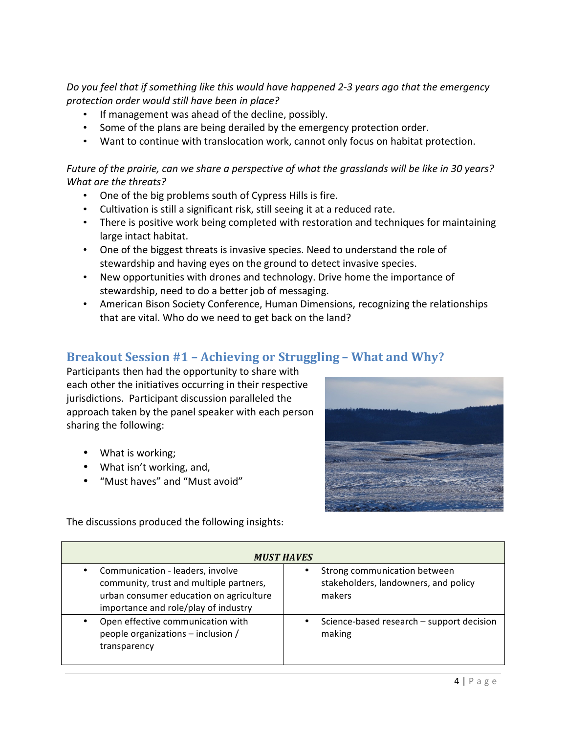*Do you feel that if something like this would have happened 2-3 years ago that the emergency protection order would still have been in place?*

- If management was ahead of the decline, possibly.
- Some of the plans are being derailed by the emergency protection order.
- Want to continue with translocation work, cannot only focus on habitat protection.

*Future of the prairie, can we share a perspective of what the grasslands will be like in 30 years? What are the threats?*

- One of the big problems south of Cypress Hills is fire.
- Cultivation is still a significant risk, still seeing it at a reduced rate.
- There is positive work being completed with restoration and techniques for maintaining large intact habitat.
- One of the biggest threats is invasive species. Need to understand the role of stewardship and having eyes on the ground to detect invasive species.
- New opportunities with drones and technology. Drive home the importance of stewardship, need to do a better job of messaging.
- American Bison Society Conference, Human Dimensions, recognizing the relationships that are vital. Who do we need to get back on the land?

## Breakout Session #1 – Achieving or Struggling – What and Why?

Participants then had the opportunity to share with each other the initiatives occurring in their respective jurisdictions. Participant discussion paralleled the approach taken by the panel speaker with each person sharing the following:

- What is working;
- What isn't working, and,
- "Must haves" and "Must avoid"

The discussions produced the following insights:

| ***MUST HAVES*** | |
|---|---|
| • Communication - leaders, involve community, trust and multiple partners, urban consumer education on agriculture importance and role/play of industry | • Strong communication between stakeholders, landowners, and policy makers |
| • Open effective communication with people organizations – inclusion / transparency | • Science-based research – support decision making |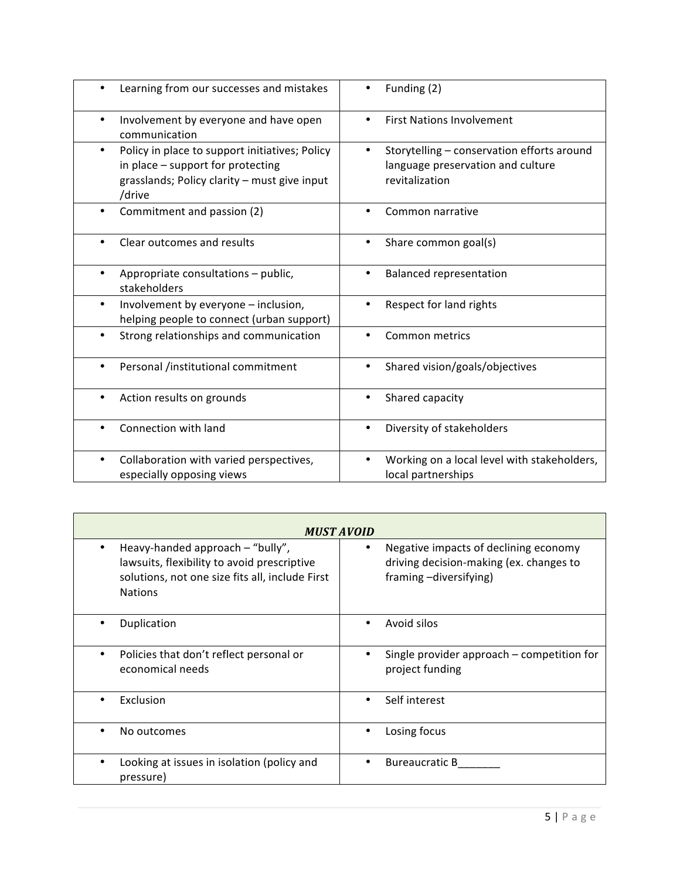| | |
|---|---|
| • Learning from our successes and mistakes | • Funding (2) |
| • Involvement by everyone and have open communication | • First Nations Involvement |
| • Policy in place to support initiatives; Policy in place – support for protecting grasslands; Policy clarity – must give input /drive | • Storytelling – conservation efforts around language preservation and culture revitalization |
| • Commitment and passion (2) | • Common narrative |
| • Clear outcomes and results | • Share common goal(s) |
| • Appropriate consultations – public, stakeholders | • Balanced representation |
| • Involvement by everyone – inclusion, helping people to connect (urban support) | • Respect for land rights |
| • Strong relationships and communication | • Common metrics |
| • Personal /institutional commitment | • Shared vision/goals/objectives |
| • Action results on grounds | • Shared capacity |
| • Connection with land | • Diversity of stakeholders |
| • Collaboration with varied perspectives, especially opposing views | • Working on a local level with stakeholders, local partnerships |

| ***MUST AVOID*** | |
|---|---|
| • Heavy-handed approach – "bully", lawsuits, flexibility to avoid prescriptive solutions, not one size fits all, include First Nations | • Negative impacts of declining economy driving decision-making (ex. changes to framing –diversifying) |
| • Duplication | • Avoid silos |
| • Policies that don't reflect personal or economical needs | • Single provider approach – competition for project funding |
| • Exclusion | • Self interest |
| • No outcomes | • Losing focus |
| • Looking at issues in isolation (policy and pressure) | • Bureaucratic B_______ |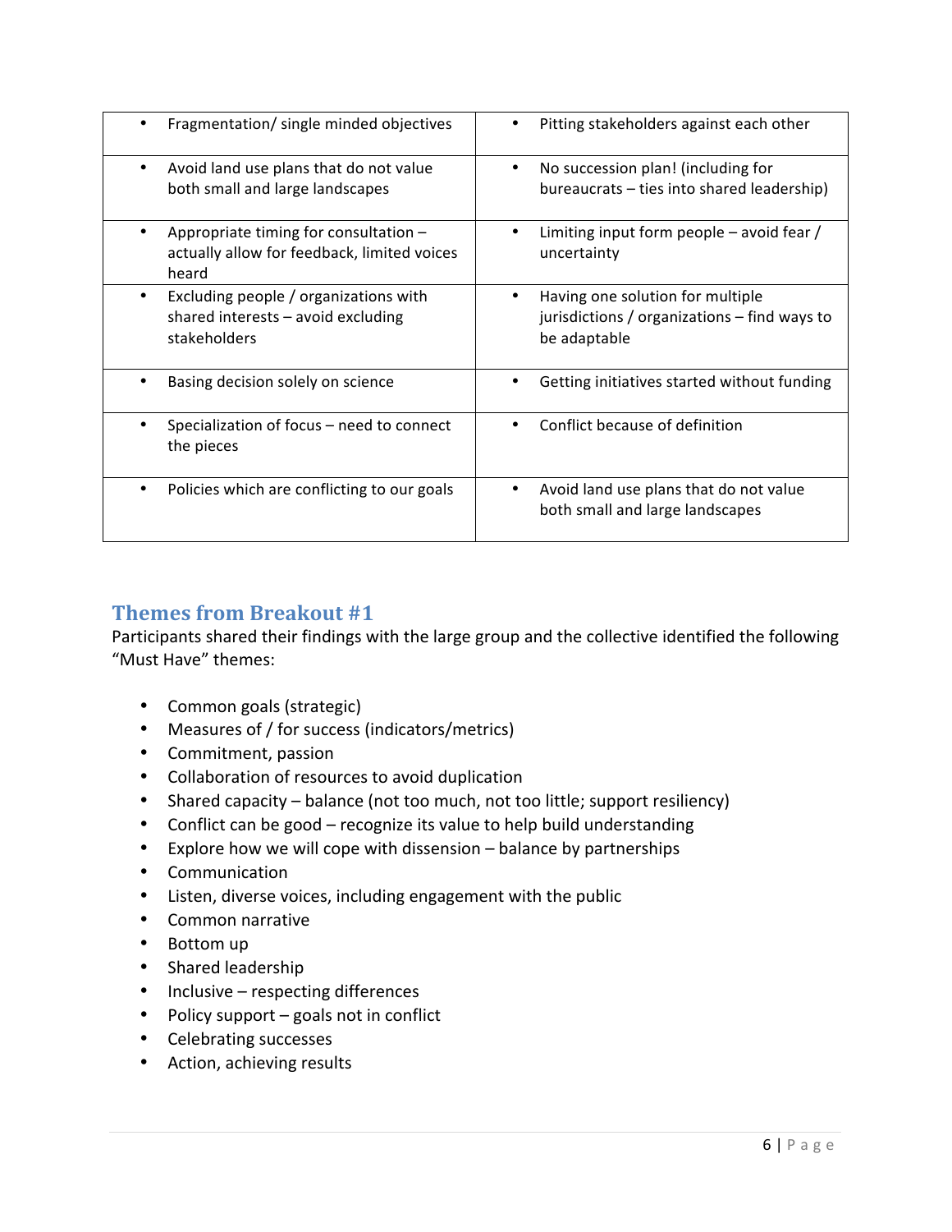| | |
|---|---|
| • Fragmentation/ single minded objectives | • Pitting stakeholders against each other |
| • Avoid land use plans that do not value both small and large landscapes | • No succession plan! (including for bureaucrats – ties into shared leadership) |
| • Appropriate timing for consultation – actually allow for feedback, limited voices heard | • Limiting input form people – avoid fear / uncertainty |
| • Excluding people / organizations with shared interests – avoid excluding stakeholders | • Having one solution for multiple jurisdictions / organizations – find ways to be adaptable |
| • Basing decision solely on science | • Getting initiatives started without funding |
| • Specialization of focus – need to connect the pieces | • Conflict because of definition |
| • Policies which are conflicting to our goals | • Avoid land use plans that do not value both small and large landscapes |

## Themes from Breakout #1

Participants shared their findings with the large group and the collective identified the following "Must Have" themes:

- Common goals (strategic)
- Measures of / for success (indicators/metrics)
- Commitment, passion
- Collaboration of resources to avoid duplication
- Shared capacity – balance (not too much, not too little; support resiliency)
- Conflict can be good – recognize its value to help build understanding
- Explore how we will cope with dissension – balance by partnerships
- Communication
- Listen, diverse voices, including engagement with the public
- Common narrative
- Bottom up
- Shared leadership
- Inclusive – respecting differences
- Policy support – goals not in conflict
- Celebrating successes
- Action, achieving results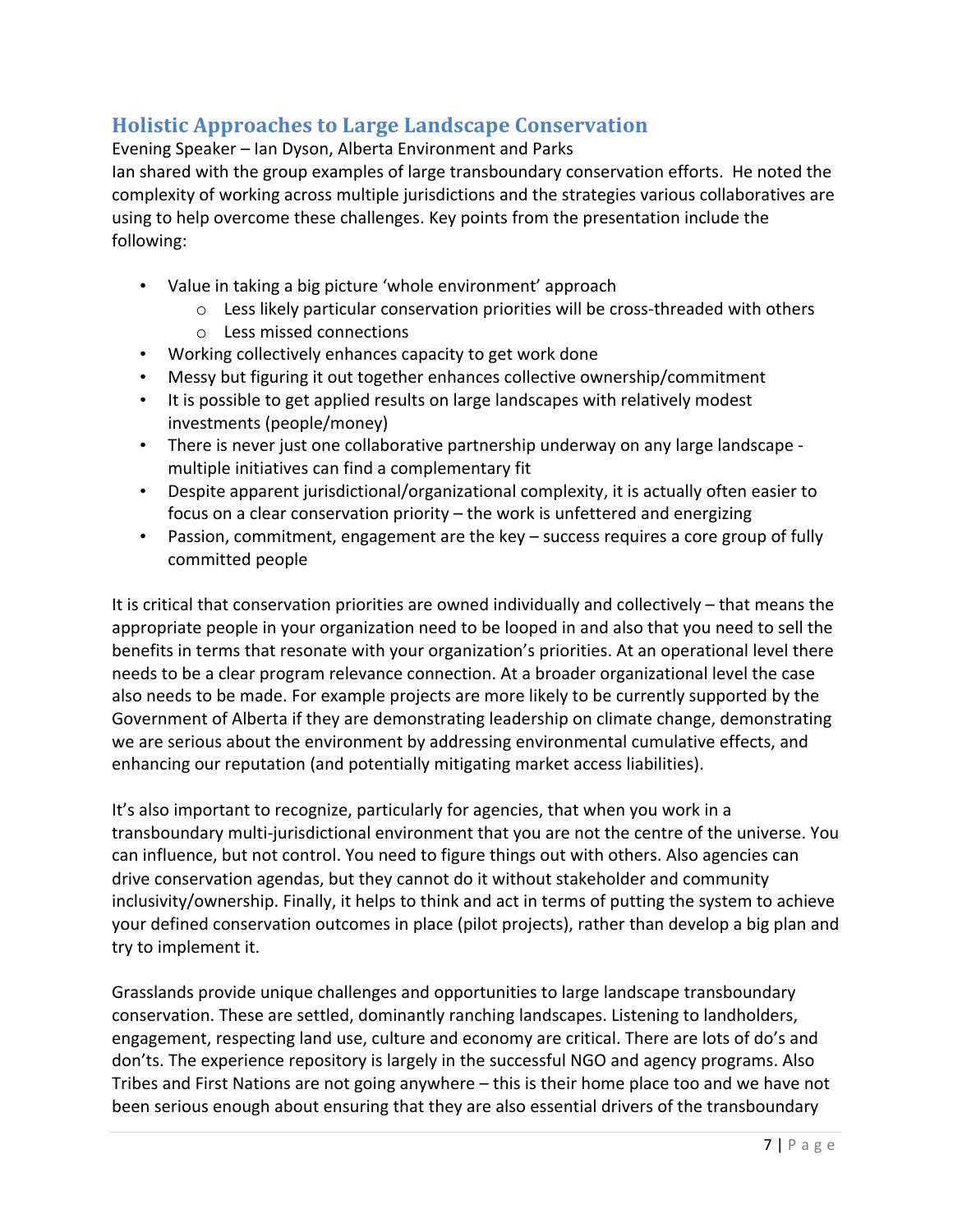## Holistic Approaches to Large Landscape Conservation

Evening Speaker – Ian Dyson, Alberta Environment and Parks

Ian shared with the group examples of large transboundary conservation efforts. He noted the complexity of working across multiple jurisdictions and the strategies various collaboratives are using to help overcome these challenges. Key points from the presentation include the following:

- Value in taking a big picture 'whole environment' approach
  - Less likely particular conservation priorities will be cross-threaded with others
  - Less missed connections
- Working collectively enhances capacity to get work done
- Messy but figuring it out together enhances collective ownership/commitment
- It is possible to get applied results on large landscapes with relatively modest investments (people/money)
- There is never just one collaborative partnership underway on any large landscape - multiple initiatives can find a complementary fit
- Despite apparent jurisdictional/organizational complexity, it is actually often easier to focus on a clear conservation priority – the work is unfettered and energizing
- Passion, commitment, engagement are the key – success requires a core group of fully committed people

It is critical that conservation priorities are owned individually and collectively – that means the appropriate people in your organization need to be looped in and also that you need to sell the benefits in terms that resonate with your organization's priorities. At an operational level there needs to be a clear program relevance connection. At a broader organizational level the case also needs to be made. For example projects are more likely to be currently supported by the Government of Alberta if they are demonstrating leadership on climate change, demonstrating we are serious about the environment by addressing environmental cumulative effects, and enhancing our reputation (and potentially mitigating market access liabilities).

It's also important to recognize, particularly for agencies, that when you work in a transboundary multi-jurisdictional environment that you are not the centre of the universe. You can influence, but not control. You need to figure things out with others. Also agencies can drive conservation agendas, but they cannot do it without stakeholder and community inclusivity/ownership. Finally, it helps to think and act in terms of putting the system to achieve your defined conservation outcomes in place (pilot projects), rather than develop a big plan and try to implement it.

Grasslands provide unique challenges and opportunities to large landscape transboundary conservation. These are settled, dominantly ranching landscapes. Listening to landholders, engagement, respecting land use, culture and economy are critical. There are lots of do's and don'ts. The experience repository is largely in the successful NGO and agency programs. Also Tribes and First Nations are not going anywhere – this is their home place too and we have not been serious enough about ensuring that they are also essential drivers of the transboundary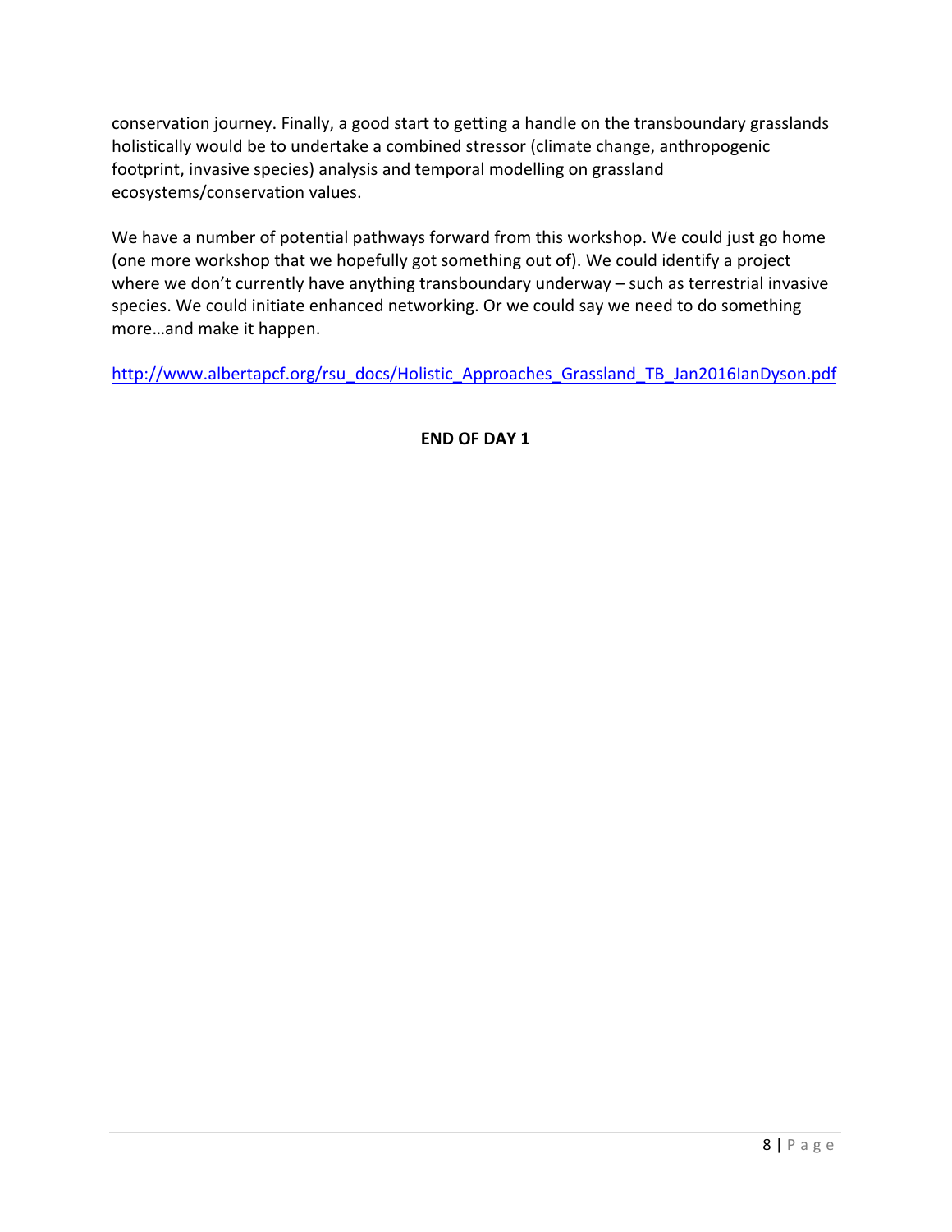conservation journey. Finally, a good start to getting a handle on the transboundary grasslands holistically would be to undertake a combined stressor (climate change, anthropogenic footprint, invasive species) analysis and temporal modelling on grassland ecosystems/conservation values.

We have a number of potential pathways forward from this workshop. We could just go home (one more workshop that we hopefully got something out of). We could identify a project where we don't currently have anything transboundary underway – such as terrestrial invasive species. We could initiate enhanced networking. Or we could say we need to do something more…and make it happen.

http://www.albertapcf.org/rsu_docs/Holistic_Approaches_Grassland_TB_Jan2016IanDyson.pdf

**END OF DAY 1**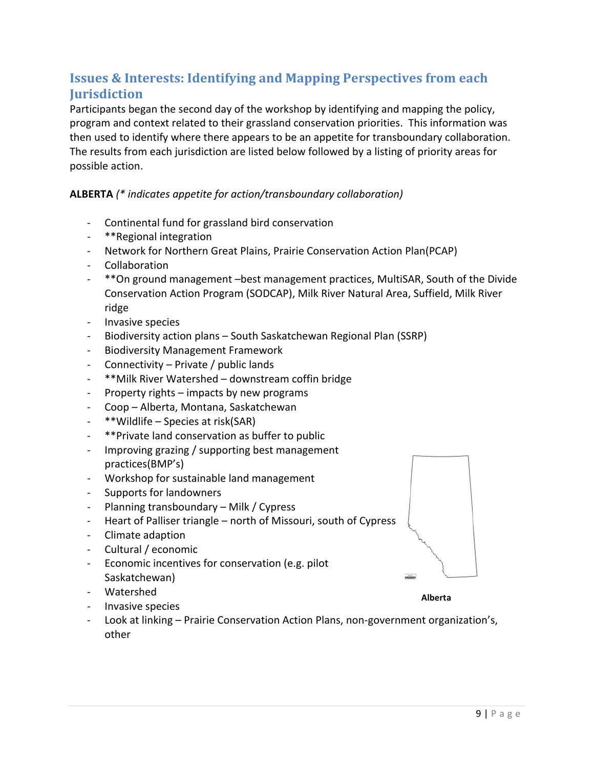## Issues & Interests: Identifying and Mapping Perspectives from each Jurisdiction

Participants began the second day of the workshop by identifying and mapping the policy, program and context related to their grassland conservation priorities. This information was then used to identify where there appears to be an appetite for transboundary collaboration. The results from each jurisdiction are listed below followed by a listing of priority areas for possible action.

**ALBERTA** *(* indicates appetite for action/transboundary collaboration)*

- Continental fund for grassland bird conservation
- **Regional integration
- Network for Northern Great Plains, Prairie Conservation Action Plan(PCAP)
- Collaboration
- **On ground management –best management practices, MultiSAR, South of the Divide Conservation Action Program (SODCAP), Milk River Natural Area, Suffield, Milk River ridge
- Invasive species
- Biodiversity action plans – South Saskatchewan Regional Plan (SSRP)
- Biodiversity Management Framework
- Connectivity – Private / public lands
- **Milk River Watershed – downstream coffin bridge
- Property rights – impacts by new programs
- Coop – Alberta, Montana, Saskatchewan
- **Wildlife – Species at risk(SAR)
- **Private land conservation as buffer to public
- Improving grazing / supporting best management practices(BMP's)
- Workshop for sustainable land management
- Supports for landowners
- Planning transboundary – Milk / Cypress
- Heart of Palliser triangle – north of Missouri, south of Cypress
- Climate adaption
- Cultural / economic
- Economic incentives for conservation (e.g. pilot Saskatchewan)
- Watershed
- Invasive species
- Look at linking – Prairie Conservation Action Plans, non-government organization's, other

**Alberta**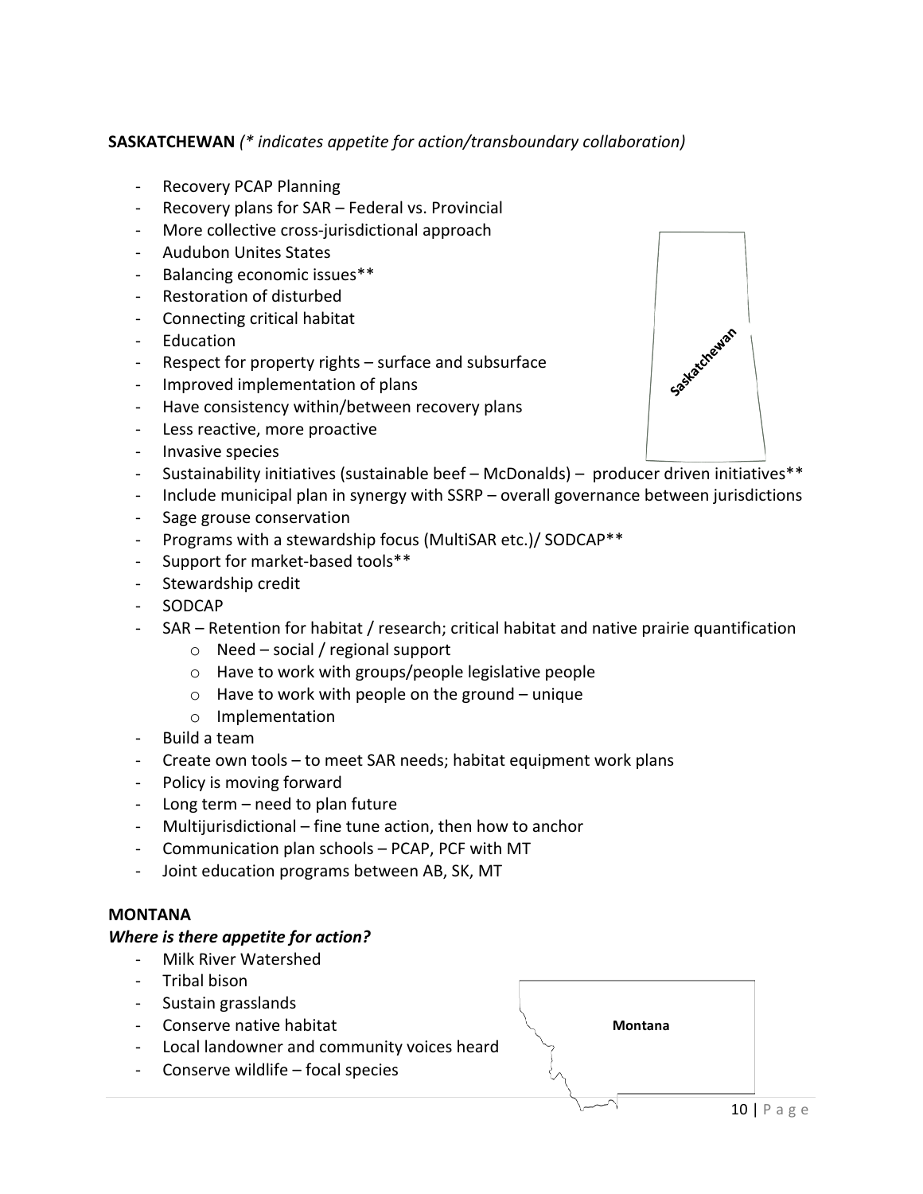**SASKATCHEWAN** *(* indicates appetite for action/transboundary collaboration)*

- Recovery PCAP Planning
- Recovery plans for SAR – Federal vs. Provincial
- More collective cross-jurisdictional approach
- Audubon Unites States
- Balancing economic issues**
- Restoration of disturbed
- Connecting critical habitat
- Education
- Respect for property rights – surface and subsurface
- Improved implementation of plans
- Have consistency within/between recovery plans
- Less reactive, more proactive
- Invasive species
- Sustainability initiatives (sustainable beef – McDonalds) – producer driven initiatives**
- Include municipal plan in synergy with SSRP – overall governance between jurisdictions
- Sage grouse conservation
- Programs with a stewardship focus (MultiSAR etc.)/ SODCAP**
- Support for market-based tools**
- Stewardship credit
- SODCAP
- SAR – Retention for habitat / research; critical habitat and native prairie quantification
    - Need – social / regional support
    - Have to work with groups/people legislative people
    - Have to work with people on the ground – unique
    - Implementation
- Build a team
- Create own tools – to meet SAR needs; habitat equipment work plans
- Policy is moving forward
- Long term – need to plan future
- Multijurisdictional – fine tune action, then how to anchor
- Communication plan schools – PCAP, PCF with MT
- Joint education programs between AB, SK, MT

**MONTANA**

***Where is there appetite for action?***

- Milk River Watershed
- Tribal bison
- Sustain grasslands
- Conserve native habitat
- Local landowner and community voices heard
- Conserve wildlife – focal species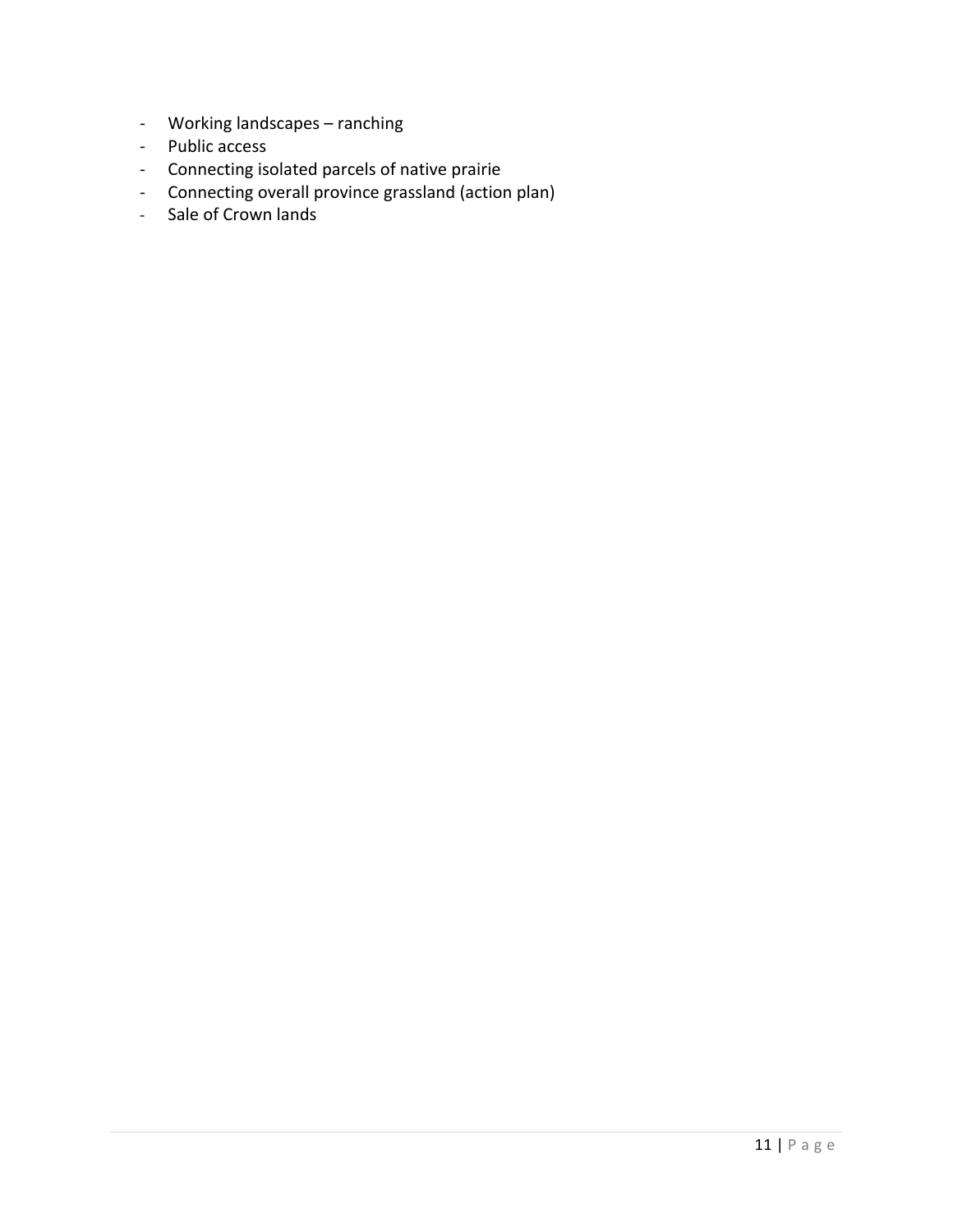- Working landscapes – ranching
- Public access
- Connecting isolated parcels of native prairie
- Connecting overall province grassland (action plan)
- Sale of Crown lands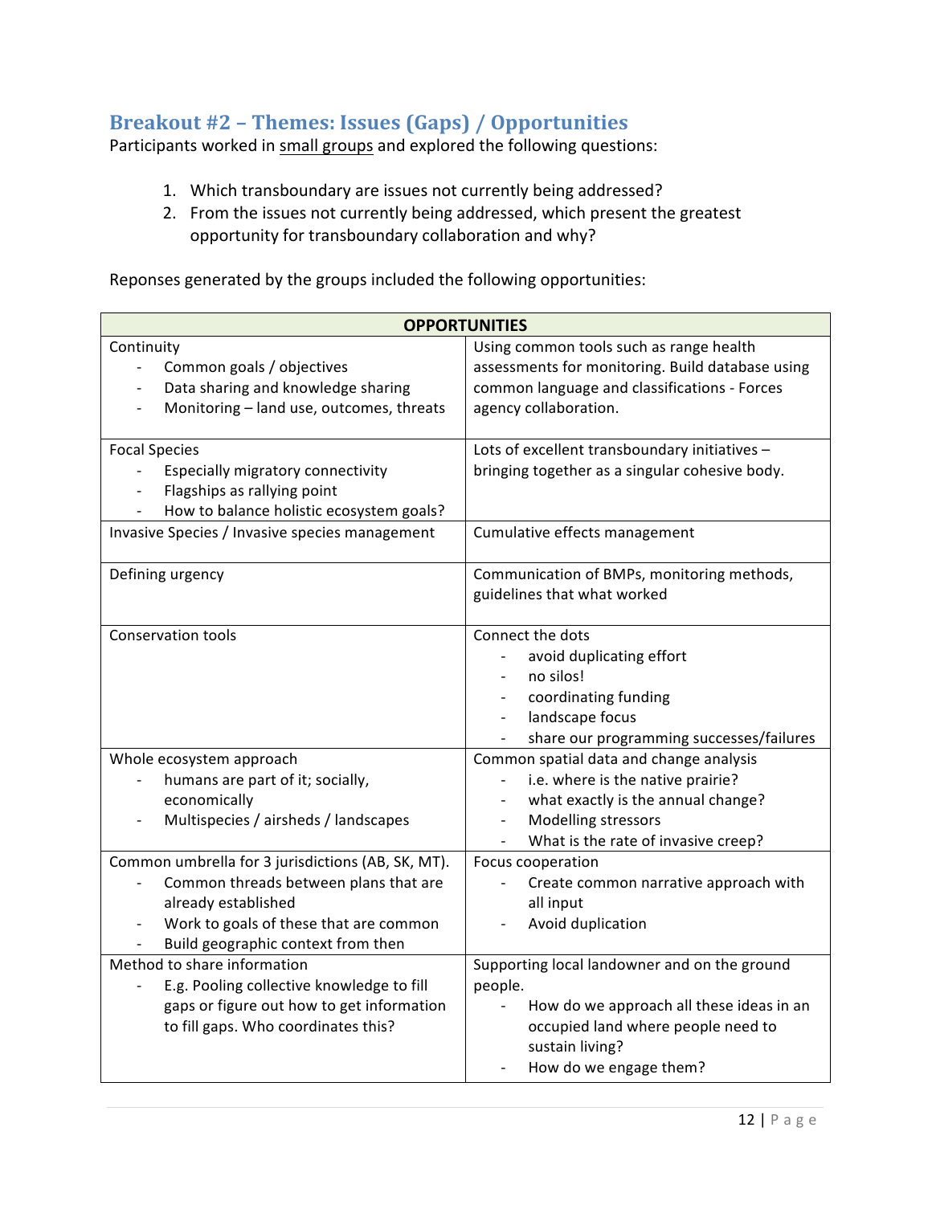## Breakout #2 – Themes: Issues (Gaps) / Opportunities

Participants worked in small groups and explored the following questions:

1. Which transboundary are issues not currently being addressed?
2. From the issues not currently being addressed, which present the greatest opportunity for transboundary collaboration and why?

Reponses generated by the groups included the following opportunities:

| OPPORTUNITIES | |
|---|---|
| Continuity<br>- Common goals / objectives<br>- Data sharing and knowledge sharing<br>- Monitoring – land use, outcomes, threats | Using common tools such as range health assessments for monitoring. Build database using common language and classifications - Forces agency collaboration. |
| Focal Species<br>- Especially migratory connectivity<br>- Flagships as rallying point<br>- How to balance holistic ecosystem goals? | Lots of excellent transboundary initiatives – bringing together as a singular cohesive body. |
| Invasive Species / Invasive species management | Cumulative effects management |
| Defining urgency | Communication of BMPs, monitoring methods, guidelines that what worked |
| Conservation tools | Connect the dots<br>- avoid duplicating effort<br>- no silos!<br>- coordinating funding<br>- landscape focus<br>- share our programming successes/failures |
| Whole ecosystem approach<br>- humans are part of it; socially, economically<br>- Multispecies / airsheds / landscapes | Common spatial data and change analysis<br>- i.e. where is the native prairie?<br>- what exactly is the annual change?<br>- Modelling stressors<br>- What is the rate of invasive creep? |
| Common umbrella for 3 jurisdictions (AB, SK, MT).<br>- Common threads between plans that are already established<br>- Work to goals of these that are common<br>- Build geographic context from then | Focus cooperation<br>- Create common narrative approach with all input<br>- Avoid duplication |
| Method to share information<br>- E.g. Pooling collective knowledge to fill gaps or figure out how to get information to fill gaps. Who coordinates this? | Supporting local landowner and on the ground people.<br>- How do we approach all these ideas in an occupied land where people need to sustain living?<br>- How do we engage them? |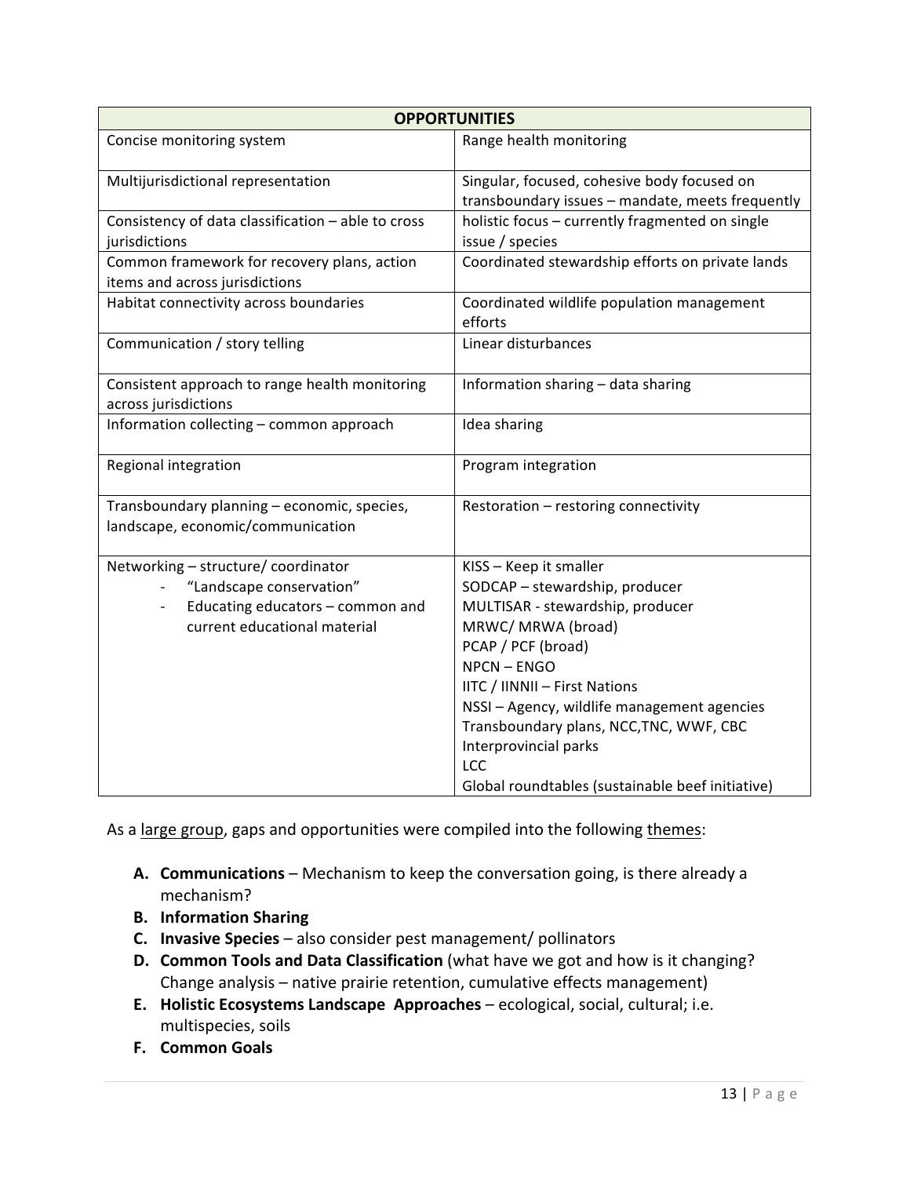| OPPORTUNITIES | |
|---|---|
| Concise monitoring system | Range health monitoring |
| Multijurisdictional representation | Singular, focused, cohesive body focused on transboundary issues – mandate, meets frequently |
| Consistency of data classification – able to cross jurisdictions | holistic focus – currently fragmented on single issue / species |
| Common framework for recovery plans, action items and across jurisdictions | Coordinated stewardship efforts on private lands |
| Habitat connectivity across boundaries | Coordinated wildlife population management efforts |
| Communication / story telling | Linear disturbances |
| Consistent approach to range health monitoring across jurisdictions | Information sharing – data sharing |
| Information collecting – common approach | Idea sharing |
| Regional integration | Program integration |
| Transboundary planning – economic, species, landscape, economic/communication | Restoration – restoring connectivity |
| Networking – structure/ coordinator<br>- "Landscape conservation"<br>- Educating educators – common and current educational material | KISS – Keep it smaller<br>SODCAP – stewardship, producer<br>MULTISAR - stewardship, producer<br>MRWC/ MRWA (broad)<br>PCAP / PCF (broad)<br>NPCN – ENGO<br>IITC / IINNII – First Nations<br>NSSI – Agency, wildlife management agencies<br>Transboundary plans, NCC,TNC, WWF, CBC<br>Interprovincial parks<br>LCC<br>Global roundtables (sustainable beef initiative) |

As a large group, gaps and opportunities were compiled into the following themes:

- **A. Communications** – Mechanism to keep the conversation going, is there already a mechanism?
- **B. Information Sharing**
- **C. Invasive Species** – also consider pest management/ pollinators
- **D. Common Tools and Data Classification** (what have we got and how is it changing? Change analysis – native prairie retention, cumulative effects management)
- **E. Holistic Ecosystems Landscape Approaches** – ecological, social, cultural; i.e. multispecies, soils
- **F. Common Goals**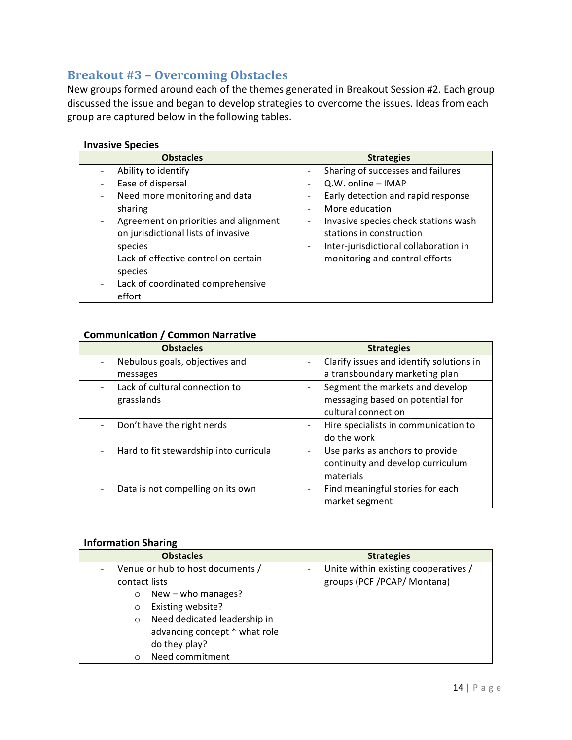## Breakout #3 – Overcoming Obstacles

New groups formed around each of the themes generated in Breakout Session #2. Each group discussed the issue and began to develop strategies to overcome the issues. Ideas from each group are captured below in the following tables.

**Invasive Species**

| Obstacles | Strategies |
|---|---|
| - Ability to identify<br>- Ease of dispersal<br>- Need more monitoring and data sharing<br>- Agreement on priorities and alignment on jurisdictional lists of invasive species<br>- Lack of effective control on certain species<br>- Lack of coordinated comprehensive effort | - Sharing of successes and failures<br>- Q.W. online – IMAP<br>- Early detection and rapid response<br>- More education<br>- Invasive species check stations wash stations in construction<br>- Inter-jurisdictional collaboration in monitoring and control efforts |

**Communication / Common Narrative**

| Obstacles | Strategies |
|---|---|
| - Nebulous goals, objectives and messages | - Clarify issues and identify solutions in a transboundary marketing plan |
| - Lack of cultural connection to grasslands | - Segment the markets and develop messaging based on potential for cultural connection |
| - Don't have the right nerds | - Hire specialists in communication to do the work |
| - Hard to fit stewardship into curricula | - Use parks as anchors to provide continuity and develop curriculum materials |
| - Data is not compelling on its own | - Find meaningful stories for each market segment |

**Information Sharing**

| Obstacles | Strategies |
|---|---|
| - Venue or hub to host documents / contact lists<br>&nbsp;&nbsp;&nbsp;&nbsp;○ New – who manages?<br>&nbsp;&nbsp;&nbsp;&nbsp;○ Existing website?<br>&nbsp;&nbsp;&nbsp;&nbsp;○ Need dedicated leadership in advancing concept * what role do they play?<br>&nbsp;&nbsp;&nbsp;&nbsp;○ Need commitment | - Unite within existing cooperatives / groups (PCF /PCAP/ Montana) |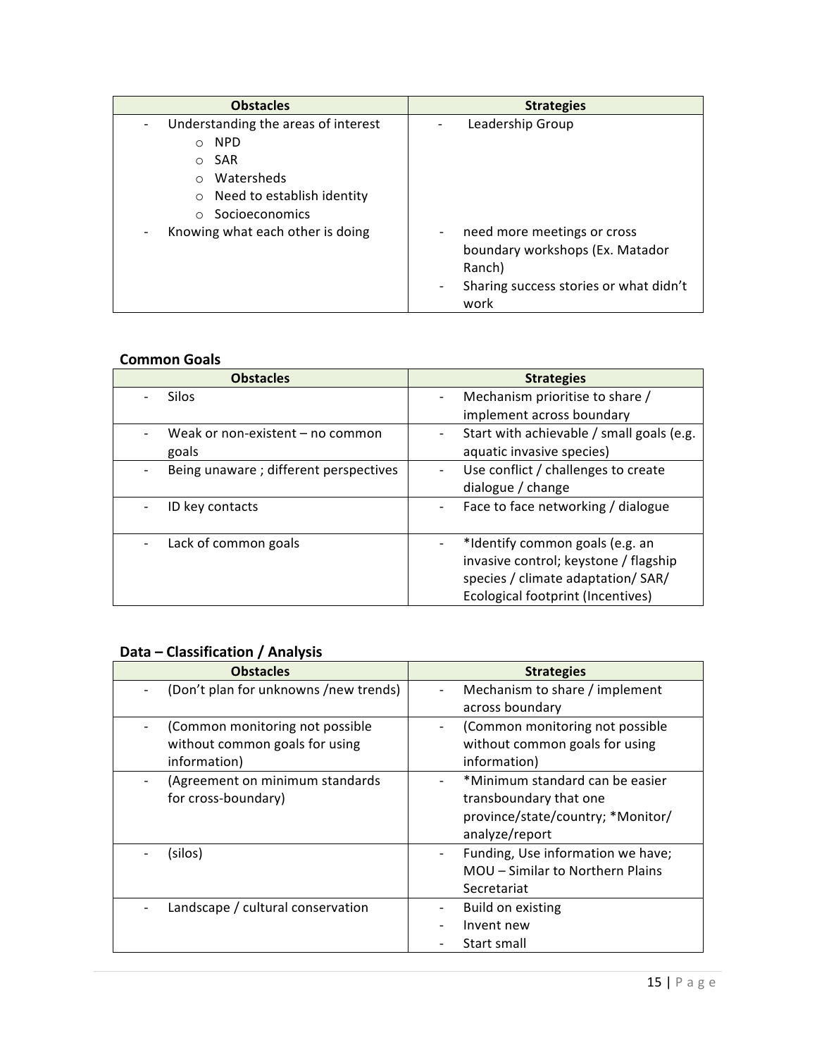| Obstacles | Strategies |
| --- | --- |
| - Understanding the areas of interest<br>o NPD<br>o SAR<br>o Watersheds<br>o Need to establish identity<br>o Socioeconomics<br>- Knowing what each other is doing | - Leadership Group<br><br><br><br><br><br>- need more meetings or cross boundary workshops (Ex. Matador Ranch)<br>- Sharing success stories or what didn't work |

**Common Goals**

| Obstacles | Strategies |
| --- | --- |
| - Silos | - Mechanism prioritise to share / implement across boundary |
| - Weak or non-existent – no common goals | - Start with achievable / small goals (e.g. aquatic invasive species) |
| - Being unaware ; different perspectives | - Use conflict / challenges to create dialogue / change |
| - ID key contacts | - Face to face networking / dialogue |
| - Lack of common goals | - *Identify common goals (e.g. an invasive control; keystone / flagship species / climate adaptation/ SAR/ Ecological footprint (Incentives) |

**Data – Classification / Analysis**

| Obstacles | Strategies |
| --- | --- |
| - (Don't plan for unknowns /new trends) | - Mechanism to share / implement across boundary |
| - (Common monitoring not possible without common goals for using information) | - (Common monitoring not possible without common goals for using information) |
| - (Agreement on minimum standards for cross-boundary) | - *Minimum standard can be easier transboundary that one province/state/country; *Monitor/ analyze/report |
| - (silos) | - Funding, Use information we have; MOU – Similar to Northern Plains Secretariat |
| - Landscape / cultural conservation | - Build on existing<br>- Invent new<br>- Start small |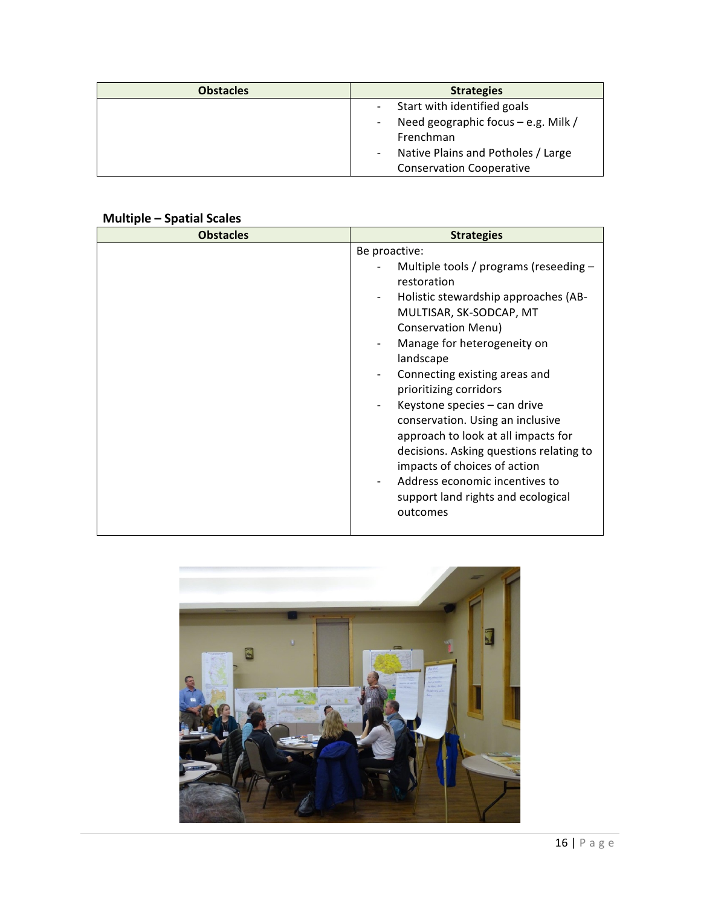| Obstacles | Strategies |
| --- | --- |
| | - Start with identified goals<br>- Need geographic focus – e.g. Milk / Frenchman<br>- Native Plains and Potholes / Large Conservation Cooperative |

**Multiple – Spatial Scales**

| Obstacles | Strategies |
| --- | --- |
| | Be proactive:<br>- Multiple tools / programs (reseeding – restoration<br>- Holistic stewardship approaches (AB-MULTISAR, SK-SODCAP, MT Conservation Menu)<br>- Manage for heterogeneity on landscape<br>- Connecting existing areas and prioritizing corridors<br>- Keystone species – can drive conservation. Using an inclusive approach to look at all impacts for decisions. Asking questions relating to impacts of choices of action<br>- Address economic incentives to support land rights and ecological outcomes |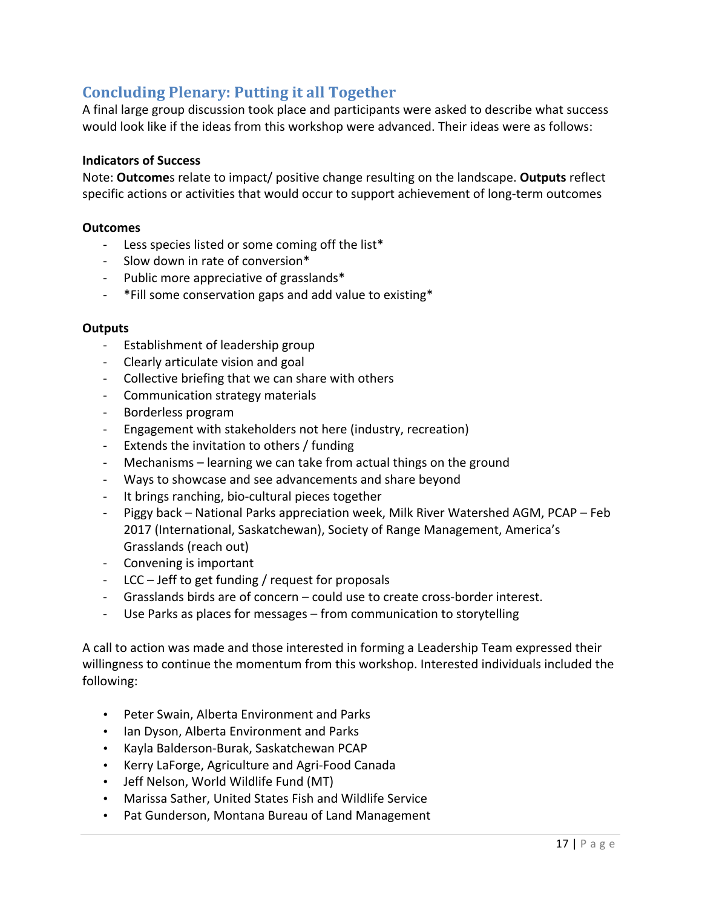## Concluding Plenary: Putting it all Together

A final large group discussion took place and participants were asked to describe what success would look like if the ideas from this workshop were advanced. Their ideas were as follows:

**Indicators of Success**

Note: **Outcome**s relate to impact/ positive change resulting on the landscape. **Outputs** reflect specific actions or activities that would occur to support achievement of long-term outcomes

**Outcomes**

- Less species listed or some coming off the list*
- Slow down in rate of conversion*
- Public more appreciative of grasslands*
- *Fill some conservation gaps and add value to existing*

**Outputs**

- Establishment of leadership group
- Clearly articulate vision and goal
- Collective briefing that we can share with others
- Communication strategy materials
- Borderless program
- Engagement with stakeholders not here (industry, recreation)
- Extends the invitation to others / funding
- Mechanisms – learning we can take from actual things on the ground
- Ways to showcase and see advancements and share beyond
- It brings ranching, bio-cultural pieces together
- Piggy back – National Parks appreciation week, Milk River Watershed AGM, PCAP – Feb 2017 (International, Saskatchewan), Society of Range Management, America's Grasslands (reach out)
- Convening is important
- LCC – Jeff to get funding / request for proposals
- Grasslands birds are of concern – could use to create cross-border interest.
- Use Parks as places for messages – from communication to storytelling

A call to action was made and those interested in forming a Leadership Team expressed their willingness to continue the momentum from this workshop. Interested individuals included the following:

- Peter Swain, Alberta Environment and Parks
- Ian Dyson, Alberta Environment and Parks
- Kayla Balderson-Burak, Saskatchewan PCAP
- Kerry LaForge, Agriculture and Agri-Food Canada
- Jeff Nelson, World Wildlife Fund (MT)
- Marissa Sather, United States Fish and Wildlife Service
- Pat Gunderson, Montana Bureau of Land Management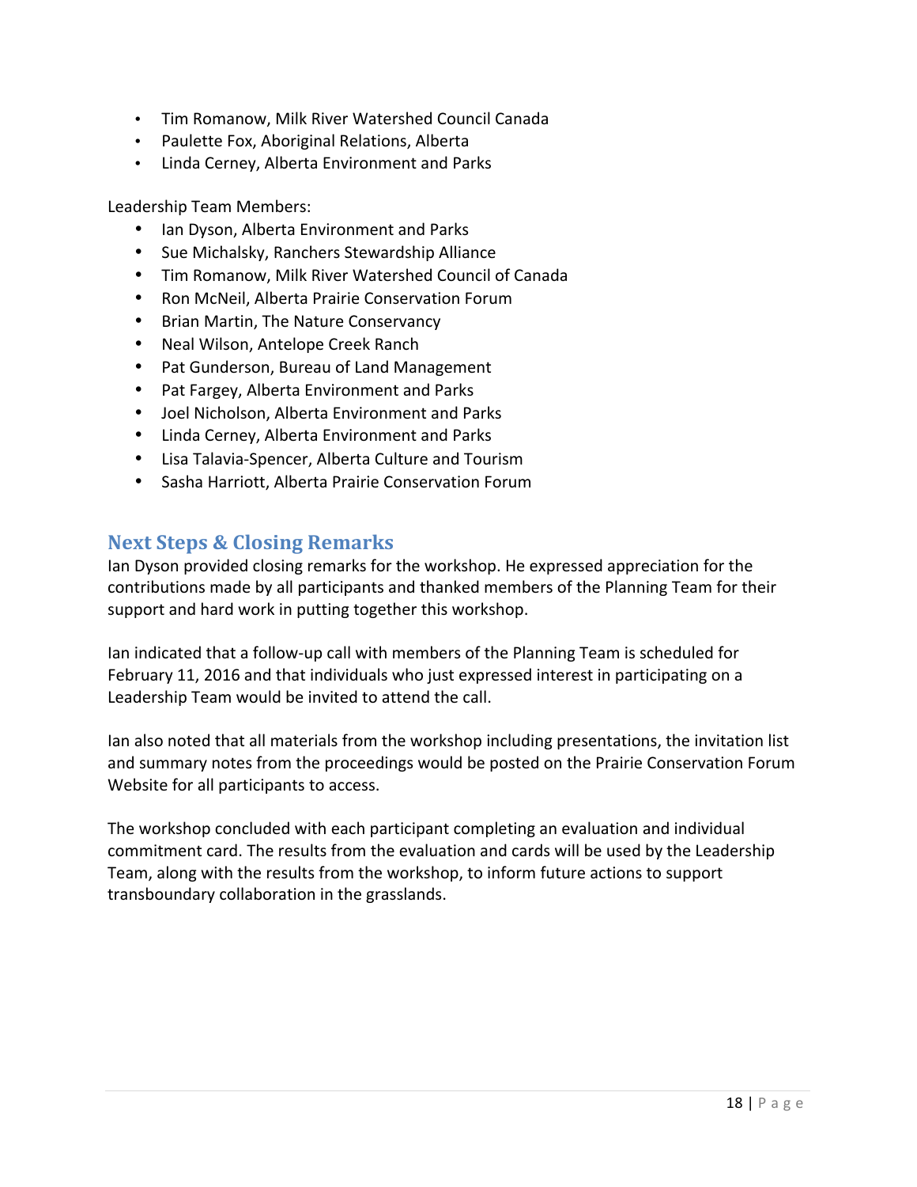- Tim Romanow, Milk River Watershed Council Canada
- Paulette Fox, Aboriginal Relations, Alberta
- Linda Cerney, Alberta Environment and Parks

Leadership Team Members:

- Ian Dyson, Alberta Environment and Parks
- Sue Michalsky, Ranchers Stewardship Alliance
- Tim Romanow, Milk River Watershed Council of Canada
- Ron McNeil, Alberta Prairie Conservation Forum
- Brian Martin, The Nature Conservancy
- Neal Wilson, Antelope Creek Ranch
- Pat Gunderson, Bureau of Land Management
- Pat Fargey, Alberta Environment and Parks
- Joel Nicholson, Alberta Environment and Parks
- Linda Cerney, Alberta Environment and Parks
- Lisa Talavia-Spencer, Alberta Culture and Tourism
- Sasha Harriott, Alberta Prairie Conservation Forum

## Next Steps & Closing Remarks

Ian Dyson provided closing remarks for the workshop. He expressed appreciation for the contributions made by all participants and thanked members of the Planning Team for their support and hard work in putting together this workshop.

Ian indicated that a follow-up call with members of the Planning Team is scheduled for February 11, 2016 and that individuals who just expressed interest in participating on a Leadership Team would be invited to attend the call.

Ian also noted that all materials from the workshop including presentations, the invitation list and summary notes from the proceedings would be posted on the Prairie Conservation Forum Website for all participants to access.

The workshop concluded with each participant completing an evaluation and individual commitment card. The results from the evaluation and cards will be used by the Leadership Team, along with the results from the workshop, to inform future actions to support transboundary collaboration in the grasslands.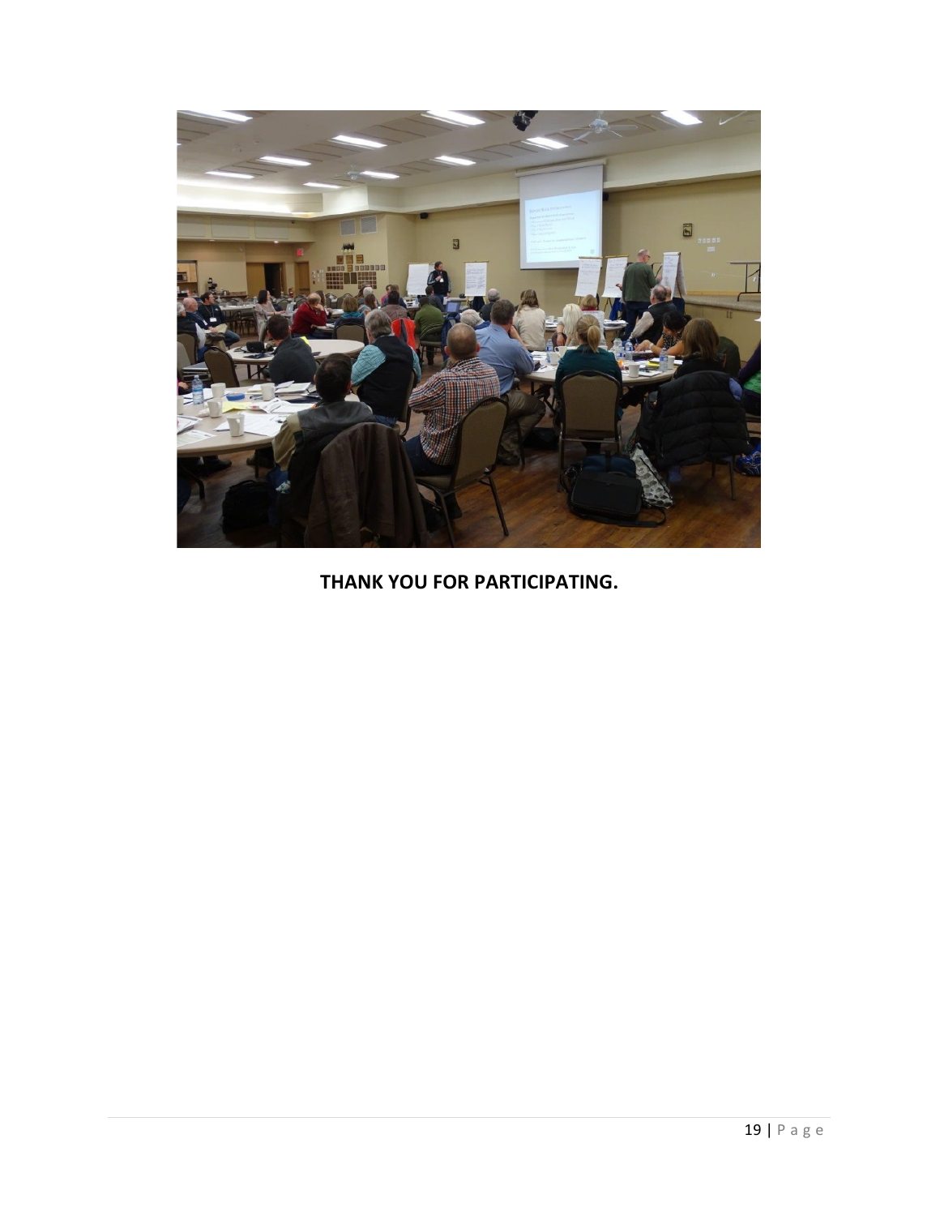**THANK YOU FOR PARTICIPATING.**